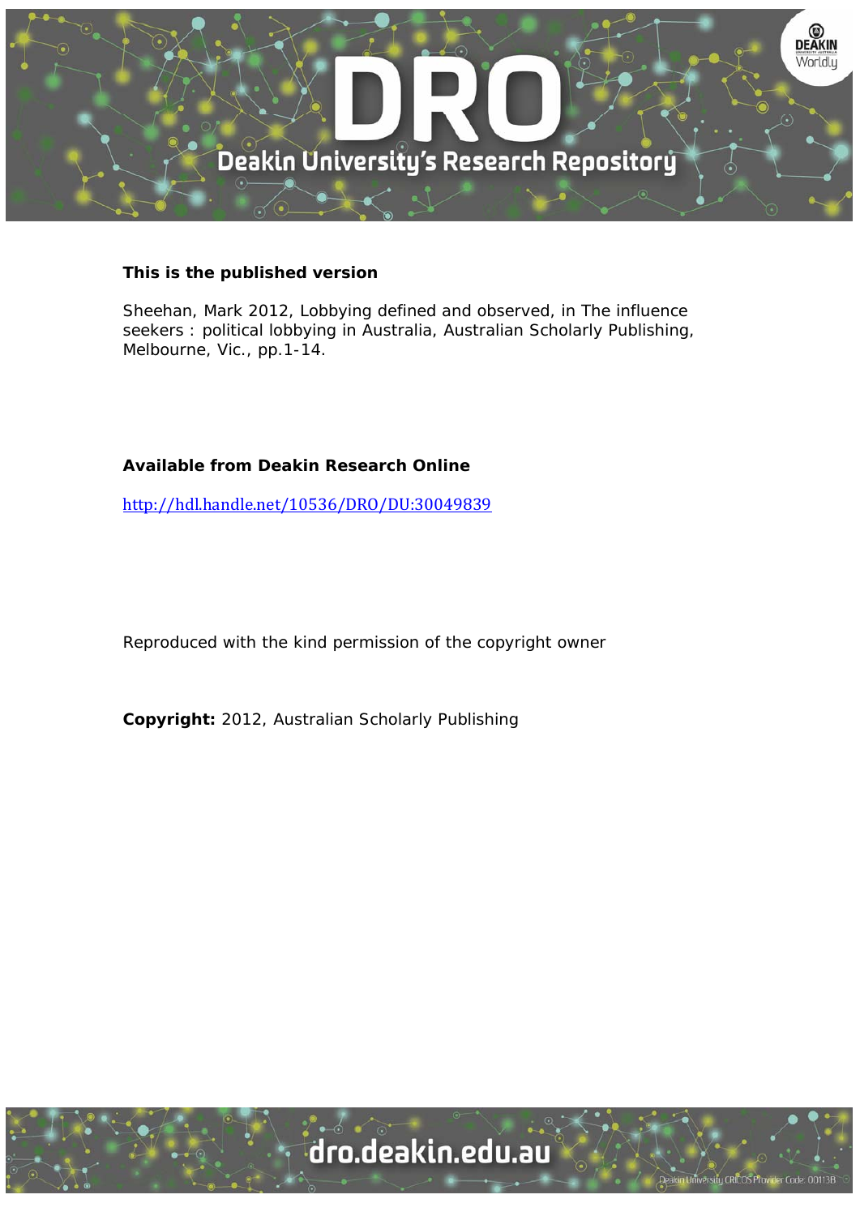**This is the published version**

Sheehan, Mark 2012, Lobbying defined and observed, in The influence seekers : political lobbying in Australia, Australian Scholarly Publishing, Melbourne, Vic., pp.1-14.

**Available from Deakin Research Online**

http://hdl.handle.net/10536/DRO/DU:30049839

Reproduced with the kind permission of the copyright owner

**Copyright:** 2012, Australian Scholarly Publishing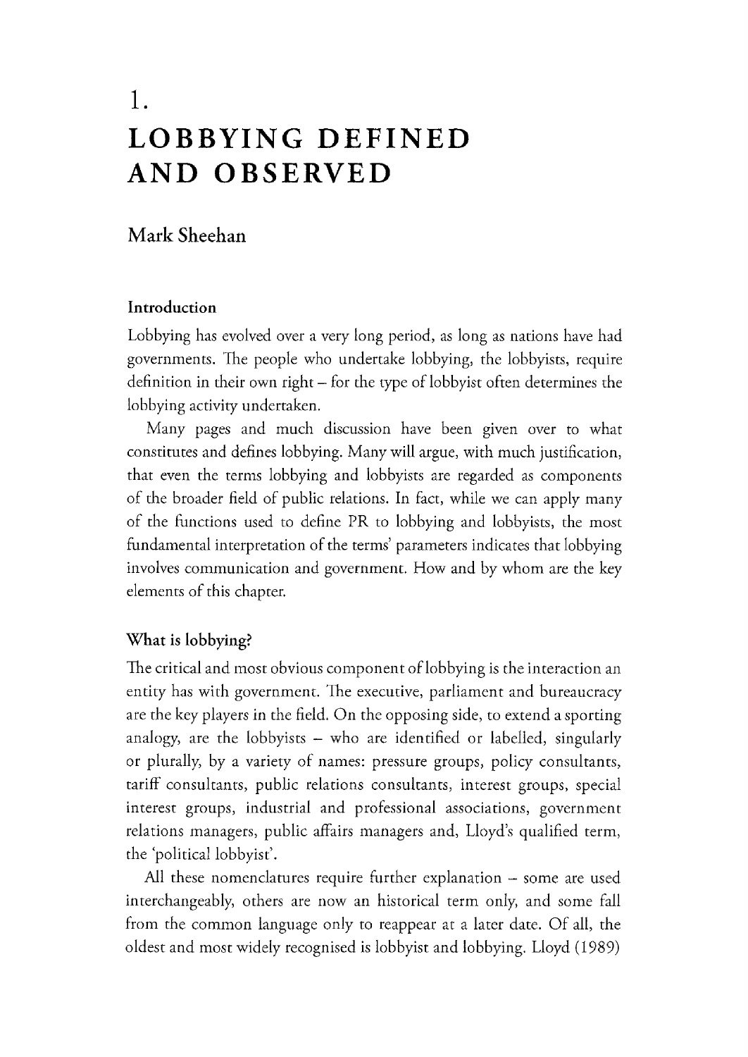# 1.
# LOBBYING DEFINED AND OBSERVED

## Mark Sheehan

### Introduction

Lobbying has evolved over a very long period, as long as nations have had governments. The people who undertake lobbying, the lobbyists, require definition in their own right – for the type of lobbyist often determines the lobbying activity undertaken.

Many pages and much discussion have been given over to what constitutes and defines lobbying. Many will argue, with much justification, that even the terms lobbying and lobbyists are regarded as components of the broader field of public relations. In fact, while we can apply many of the functions used to define PR to lobbying and lobbyists, the most fundamental interpretation of the terms' parameters indicates that lobbying involves communication and government. How and by whom are the key elements of this chapter.

### What is lobbying?

The critical and most obvious component of lobbying is the interaction an entity has with government. The executive, parliament and bureaucracy are the key players in the field. On the opposing side, to extend a sporting analogy, are the lobbyists – who are identified or labelled, singularly or plurally, by a variety of names: pressure groups, policy consultants, tariff consultants, public relations consultants, interest groups, special interest groups, industrial and professional associations, government relations managers, public affairs managers and, Lloyd's qualified term, the 'political lobbyist'.

All these nomenclatures require further explanation – some are used interchangeably, others are now an historical term only, and some fall from the common language only to reappear at a later date. Of all, the oldest and most widely recognised is lobbyist and lobbying. Lloyd (1989)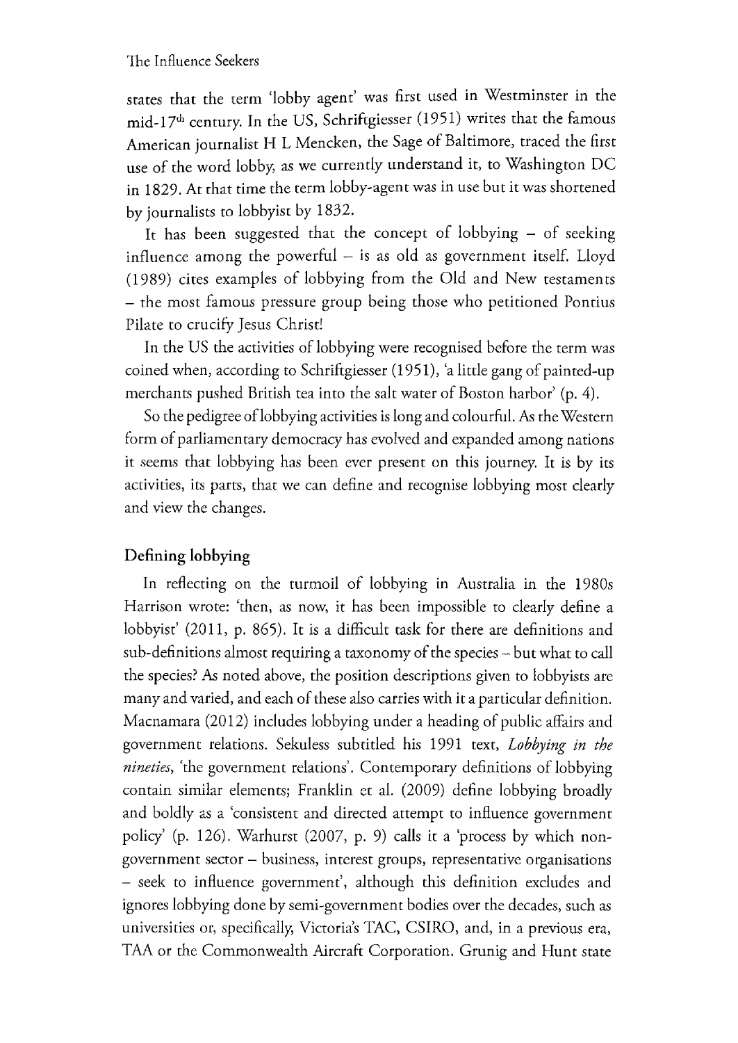states that the term 'lobby agent' was first used in Westminster in the mid-17th century. In the US, Schriftgiesser (1951) writes that the famous American journalist H L Mencken, the Sage of Baltimore, traced the first use of the word lobby, as we currently understand it, to Washington DC in 1829. At that time the term lobby-agent was in use but it was shortened by journalists to lobbyist by 1832.

It has been suggested that the concept of lobbying – of seeking influence among the powerful – is as old as government itself. Lloyd (1989) cites examples of lobbying from the Old and New testaments – the most famous pressure group being those who petitioned Pontius Pilate to crucify Jesus Christ!

In the US the activities of lobbying were recognised before the term was coined when, according to Schriftgiesser (1951), 'a little gang of painted-up merchants pushed British tea into the salt water of Boston harbor' (p. 4).

So the pedigree of lobbying activities is long and colourful. As the Western form of parliamentary democracy has evolved and expanded among nations it seems that lobbying has been ever present on this journey. It is by its activities, its parts, that we can define and recognise lobbying most clearly and view the changes.

## Defining lobbying

In reflecting on the turmoil of lobbying in Australia in the 1980s Harrison wrote: 'then, as now, it has been impossible to clearly define a lobbyist' (2011, p. 865). It is a difficult task for there are definitions and sub-definitions almost requiring a taxonomy of the species – but what to call the species? As noted above, the position descriptions given to lobbyists are many and varied, and each of these also carries with it a particular definition. Macnamara (2012) includes lobbying under a heading of public affairs and government relations. Sekuless subtitled his 1991 text, *Lobbying in the nineties*, 'the government relations'. Contemporary definitions of lobbying contain similar elements; Franklin et al. (2009) define lobbying broadly and boldly as a 'consistent and directed attempt to influence government policy' (p. 126). Warhurst (2007, p. 9) calls it a 'process by which non-government sector – business, interest groups, representative organisations – seek to influence government', although this definition excludes and ignores lobbying done by semi-government bodies over the decades, such as universities or, specifically, Victoria's TAC, CSIRO, and, in a previous era, TAA or the Commonwealth Aircraft Corporation. Grunig and Hunt state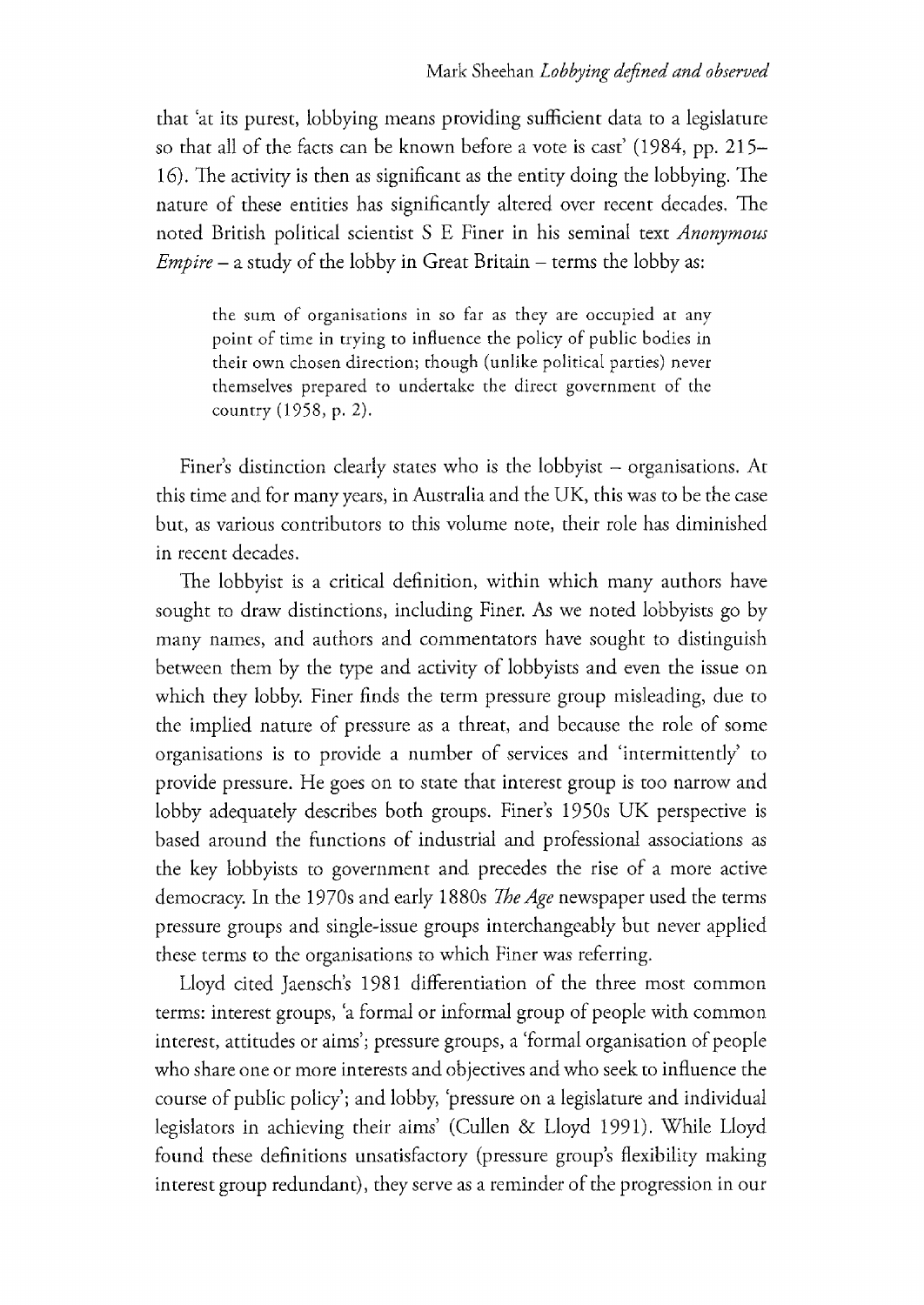that 'at its purest, lobbying means providing sufficient data to a legislature so that all of the facts can be known before a vote is cast' (1984, pp. 215–16). The activity is then as significant as the entity doing the lobbying. The nature of these entities has significantly altered over recent decades. The noted British political scientist S E Finer in his seminal text *Anonymous Empire* – a study of the lobby in Great Britain – terms the lobby as:

> the sum of organisations in so far as they are occupied at any point of time in trying to influence the policy of public bodies in their own chosen direction; though (unlike political parties) never themselves prepared to undertake the direct government of the country (1958, p. 2).

Finer's distinction clearly states who is the lobbyist – organisations. At this time and for many years, in Australia and the UK, this was to be the case but, as various contributors to this volume note, their role has diminished in recent decades.

The lobbyist is a critical definition, within which many authors have sought to draw distinctions, including Finer. As we noted lobbyists go by many names, and authors and commentators have sought to distinguish between them by the type and activity of lobbyists and even the issue on which they lobby. Finer finds the term pressure group misleading, due to the implied nature of pressure as a threat, and because the role of some organisations is to provide a number of services and 'intermittently' to provide pressure. He goes on to state that interest group is too narrow and lobby adequately describes both groups. Finer's 1950s UK perspective is based around the functions of industrial and professional associations as the key lobbyists to government and precedes the rise of a more active democracy. In the 1970s and early 1880s *The Age* newspaper used the terms pressure groups and single-issue groups interchangeably but never applied these terms to the organisations to which Finer was referring.

Lloyd cited Jaensch's 1981 differentiation of the three most common terms: interest groups, 'a formal or informal group of people with common interest, attitudes or aims'; pressure groups, a 'formal organisation of people who share one or more interests and objectives and who seek to influence the course of public policy'; and lobby, 'pressure on a legislature and individual legislators in achieving their aims' (Cullen & Lloyd 1991). While Lloyd found these definitions unsatisfactory (pressure group's flexibility making interest group redundant), they serve as a reminder of the progression in our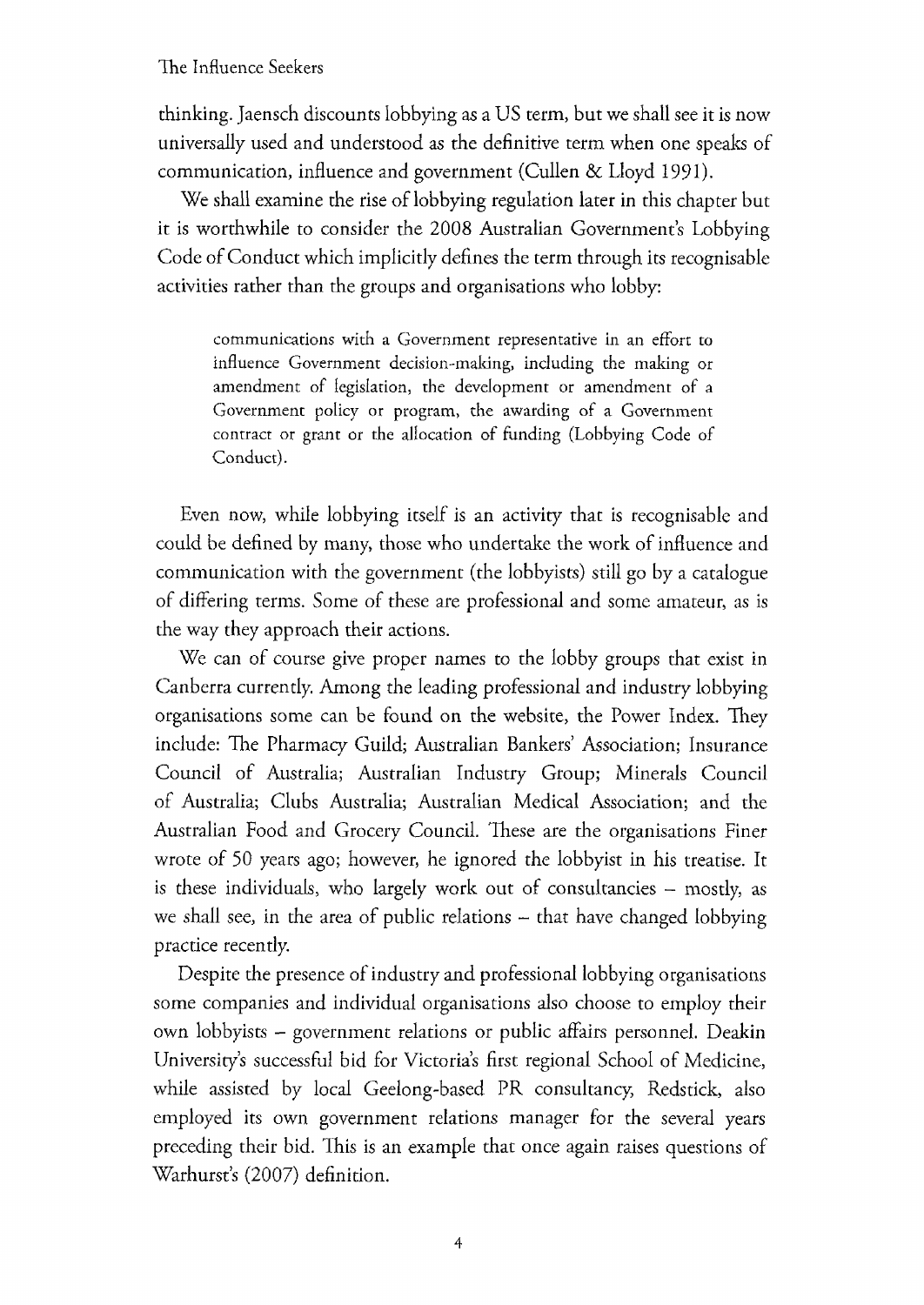thinking. Jaensch discounts lobbying as a US term, but we shall see it is now universally used and understood as the definitive term when one speaks of communication, influence and government (Cullen & Lloyd 1991).

We shall examine the rise of lobbying regulation later in this chapter but it is worthwhile to consider the 2008 Australian Government's Lobbying Code of Conduct which implicitly defines the term through its recognisable activities rather than the groups and organisations who lobby:

> communications with a Government representative in an effort to influence Government decision-making, including the making or amendment of legislation, the development or amendment of a Government policy or program, the awarding of a Government contract or grant or the allocation of funding (Lobbying Code of Conduct).

Even now, while lobbying itself is an activity that is recognisable and could be defined by many, those who undertake the work of influence and communication with the government (the lobbyists) still go by a catalogue of differing terms. Some of these are professional and some amateur, as is the way they approach their actions.

We can of course give proper names to the lobby groups that exist in Canberra currently. Among the leading professional and industry lobbying organisations some can be found on the website, the Power Index. They include: The Pharmacy Guild; Australian Bankers' Association; Insurance Council of Australia; Australian Industry Group; Minerals Council of Australia; Clubs Australia; Australian Medical Association; and the Australian Food and Grocery Council. These are the organisations Finer wrote of 50 years ago; however, he ignored the lobbyist in his treatise. It is these individuals, who largely work out of consultancies – mostly, as we shall see, in the area of public relations – that have changed lobbying practice recently.

Despite the presence of industry and professional lobbying organisations some companies and individual organisations also choose to employ their own lobbyists – government relations or public affairs personnel. Deakin University's successful bid for Victoria's first regional School of Medicine, while assisted by local Geelong-based PR consultancy, Redstick, also employed its own government relations manager for the several years preceding their bid. This is an example that once again raises questions of Warhurst's (2007) definition.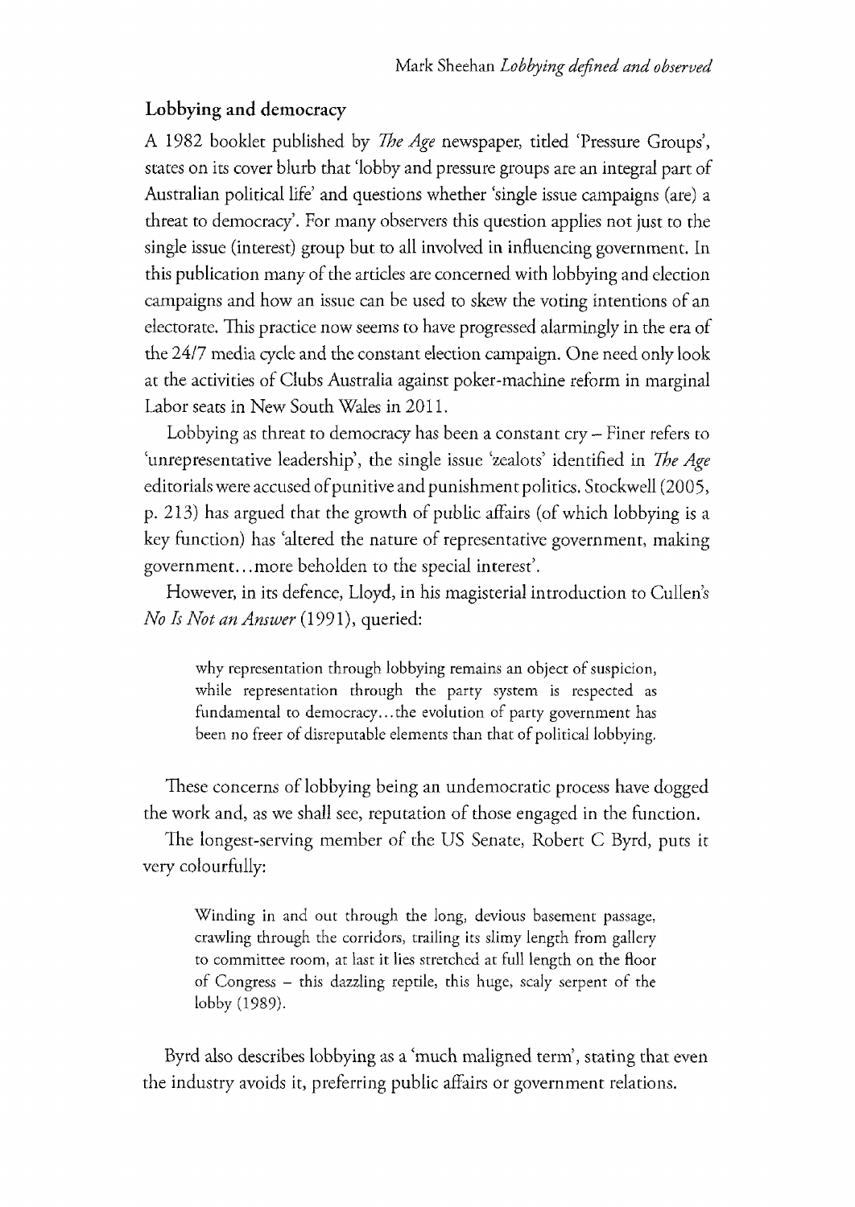## Lobbying and democracy

A 1982 booklet published by *The Age* newspaper, titled 'Pressure Groups', states on its cover blurb that 'lobby and pressure groups are an integral part of Australian political life' and questions whether 'single issue campaigns (are) a threat to democracy'. For many observers this question applies not just to the single issue (interest) group but to all involved in influencing government. In this publication many of the articles are concerned with lobbying and election campaigns and how an issue can be used to skew the voting intentions of an electorate. This practice now seems to have progressed alarmingly in the era of the 24/7 media cycle and the constant election campaign. One need only look at the activities of Clubs Australia against poker-machine reform in marginal Labor seats in New South Wales in 2011.

Lobbying as threat to democracy has been a constant cry – Finer refers to 'unrepresentative leadership', the single issue 'zealots' identified in *The Age* editorials were accused of punitive and punishment politics. Stockwell (2005, p. 213) has argued that the growth of public affairs (of which lobbying is a key function) has 'altered the nature of representative government, making government…more beholden to the special interest'.

However, in its defence, Lloyd, in his magisterial introduction to Cullen's *No Is Not an Answer* (1991), queried:

> why representation through lobbying remains an object of suspicion, while representation through the party system is respected as fundamental to democracy…the evolution of party government has been no freer of disreputable elements than that of political lobbying.

These concerns of lobbying being an undemocratic process have dogged the work and, as we shall see, reputation of those engaged in the function.

The longest-serving member of the US Senate, Robert C Byrd, puts it very colourfully:

> Winding in and out through the long, devious basement passage, crawling through the corridors, trailing its slimy length from gallery to committee room, at last it lies stretched at full length on the floor of Congress – this dazzling reptile, this huge, scaly serpent of the lobby (1989).

Byrd also describes lobbying as a 'much maligned term', stating that even the industry avoids it, preferring public affairs or government relations.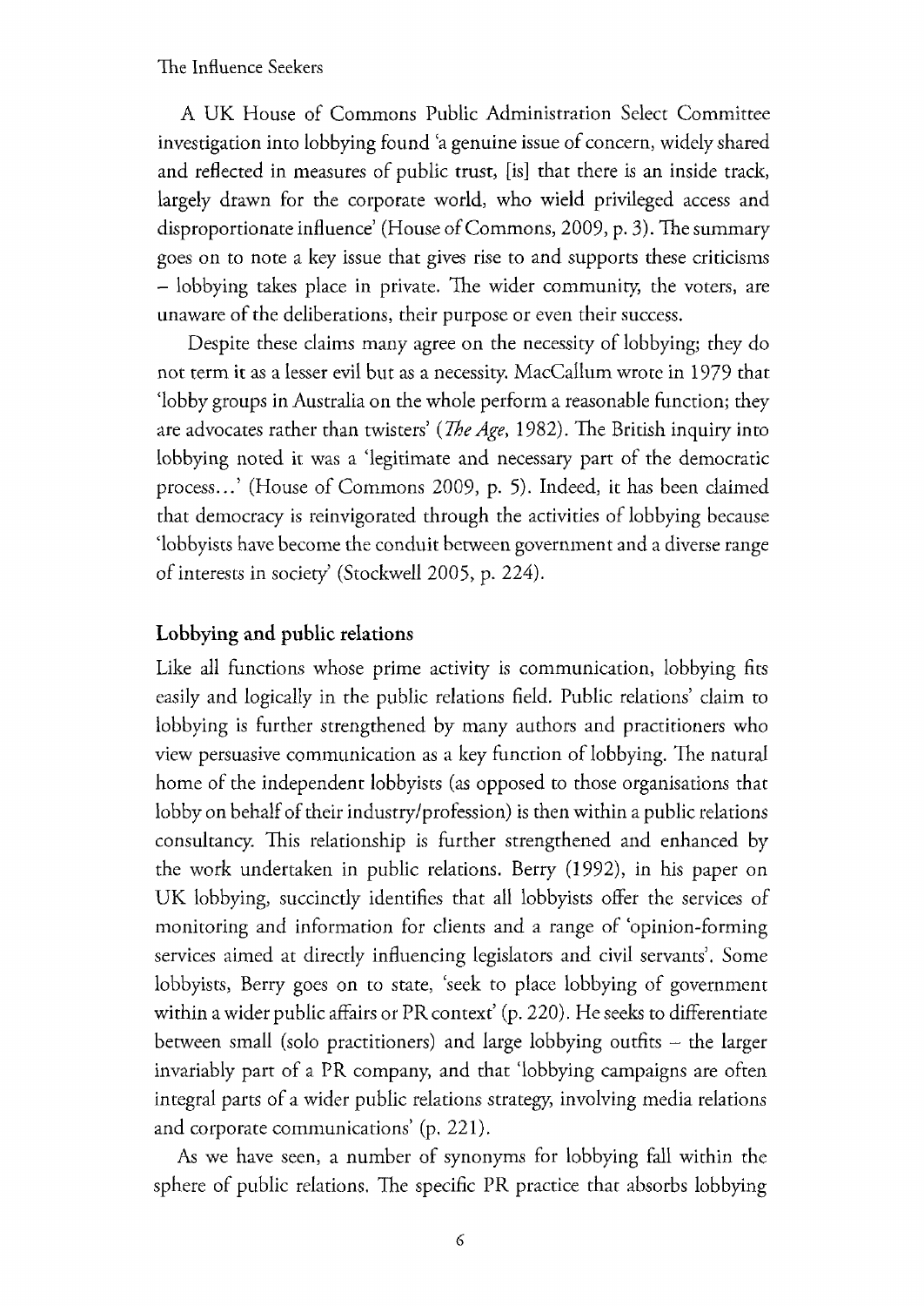A UK House of Commons Public Administration Select Committee investigation into lobbying found 'a genuine issue of concern, widely shared and reflected in measures of public trust, [is] that there is an inside track, largely drawn for the corporate world, who wield privileged access and disproportionate influence' (House of Commons, 2009, p. 3). The summary goes on to note a key issue that gives rise to and supports these criticisms – lobbying takes place in private. The wider community, the voters, are unaware of the deliberations, their purpose or even their success.

Despite these claims many agree on the necessity of lobbying; they do not term it as a lesser evil but as a necessity. MacCallum wrote in 1979 that 'lobby groups in Australia on the whole perform a reasonable function; they are advocates rather than twisters' (*The Age*, 1982). The British inquiry into lobbying noted it was a 'legitimate and necessary part of the democratic process...' (House of Commons 2009, p. 5). Indeed, it has been claimed that democracy is reinvigorated through the activities of lobbying because 'lobbyists have become the conduit between government and a diverse range of interests in society' (Stockwell 2005, p. 224).

## Lobbying and public relations

Like all functions whose prime activity is communication, lobbying fits easily and logically in the public relations field. Public relations' claim to lobbying is further strengthened by many authors and practitioners who view persuasive communication as a key function of lobbying. The natural home of the independent lobbyists (as opposed to those organisations that lobby on behalf of their industry/profession) is then within a public relations consultancy. This relationship is further strengthened and enhanced by the work undertaken in public relations. Berry (1992), in his paper on UK lobbying, succinctly identifies that all lobbyists offer the services of monitoring and information for clients and a range of 'opinion-forming services aimed at directly influencing legislators and civil servants'. Some lobbyists, Berry goes on to state, 'seek to place lobbying of government within a wider public affairs or PR context' (p. 220). He seeks to differentiate between small (solo practitioners) and large lobbying outfits – the larger invariably part of a PR company, and that 'lobbying campaigns are often integral parts of a wider public relations strategy, involving media relations and corporate communications' (p. 221).

As we have seen, a number of synonyms for lobbying fall within the sphere of public relations. The specific PR practice that absorbs lobbying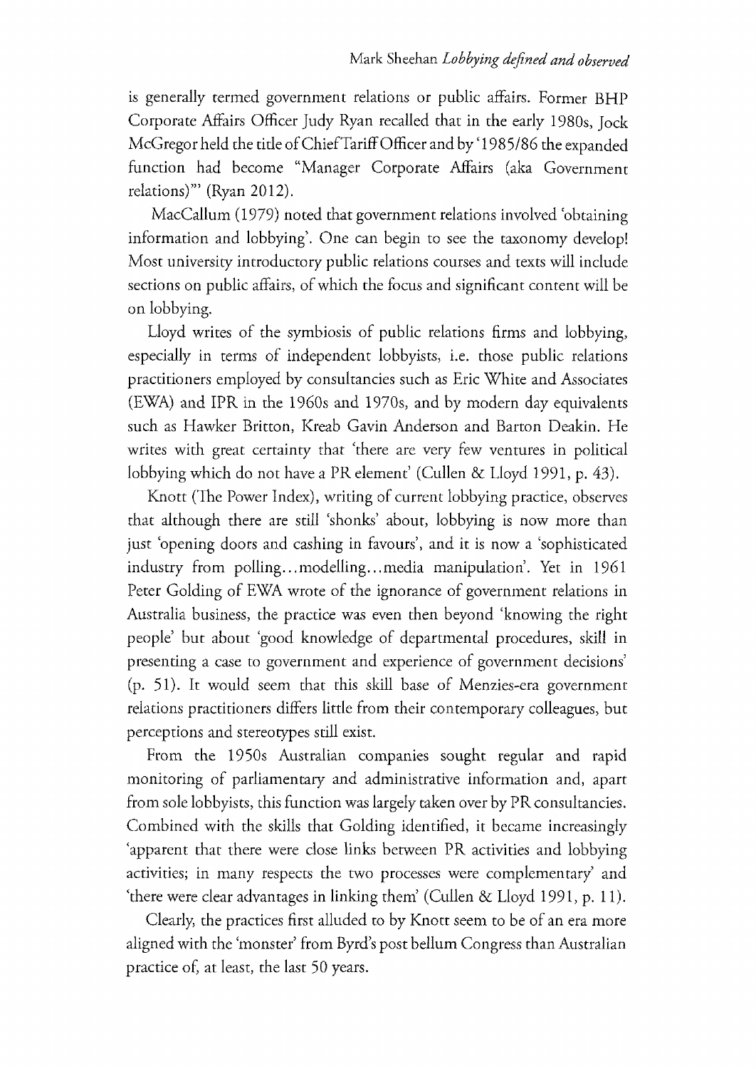is generally termed government relations or public affairs. Former BHP Corporate Affairs Officer Judy Ryan recalled that in the early 1980s, Jock McGregor held the title of Chief Tariff Officer and by '1985/86 the expanded function had become "Manager Corporate Affairs (aka Government relations)"' (Ryan 2012).

MacCallum (1979) noted that government relations involved 'obtaining information and lobbying'. One can begin to see the taxonomy develop! Most university introductory public relations courses and texts will include sections on public affairs, of which the focus and significant content will be on lobbying.

Lloyd writes of the symbiosis of public relations firms and lobbying, especially in terms of independent lobbyists, i.e. those public relations practitioners employed by consultancies such as Eric White and Associates (EWA) and IPR in the 1960s and 1970s, and by modern day equivalents such as Hawker Britton, Kreab Gavin Anderson and Barton Deakin. He writes with great certainty that 'there are very few ventures in political lobbying which do not have a PR element' (Cullen & Lloyd 1991, p. 43).

Knott (The Power Index), writing of current lobbying practice, observes that although there are still 'shonks' about, lobbying is now more than just 'opening doors and cashing in favours', and it is now a 'sophisticated industry from polling...modelling...media manipulation'. Yet in 1961 Peter Golding of EWA wrote of the ignorance of government relations in Australia business, the practice was even then beyond 'knowing the right people' but about 'good knowledge of departmental procedures, skill in presenting a case to government and experience of government decisions' (p. 51). It would seem that this skill base of Menzies-era government relations practitioners differs little from their contemporary colleagues, but perceptions and stereotypes still exist.

From the 1950s Australian companies sought regular and rapid monitoring of parliamentary and administrative information and, apart from sole lobbyists, this function was largely taken over by PR consultancies. Combined with the skills that Golding identified, it became increasingly 'apparent that there were close links between PR activities and lobbying activities; in many respects the two processes were complementary' and 'there were clear advantages in linking them' (Cullen & Lloyd 1991, p. 11).

Clearly, the practices first alluded to by Knott seem to be of an era more aligned with the 'monster' from Byrd's post bellum Congress than Australian practice of, at least, the last 50 years.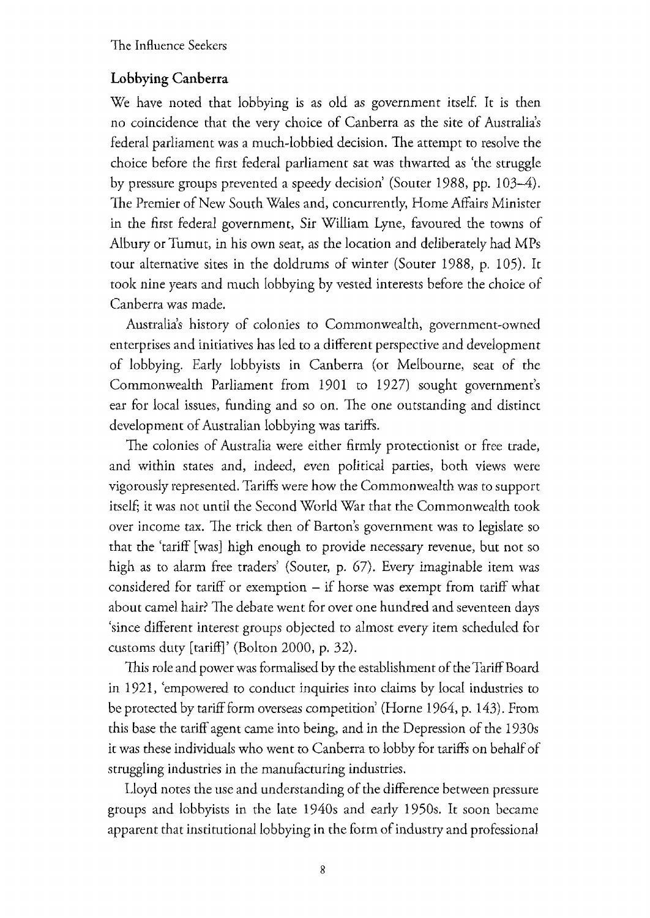## Lobbying Canberra

We have noted that lobbying is as old as government itself. It is then no coincidence that the very choice of Canberra as the site of Australia's federal parliament was a much-lobbied decision. The attempt to resolve the choice before the first federal parliament sat was thwarted as 'the struggle by pressure groups prevented a speedy decision' (Souter 1988, pp. 103–4). The Premier of New South Wales and, concurrently, Home Affairs Minister in the first federal government, Sir William Lyne, favoured the towns of Albury or Tumut, in his own seat, as the location and deliberately had MPs tour alternative sites in the doldrums of winter (Souter 1988, p. 105). It took nine years and much lobbying by vested interests before the choice of Canberra was made.

Australia's history of colonies to Commonwealth, government-owned enterprises and initiatives has led to a different perspective and development of lobbying. Early lobbyists in Canberra (or Melbourne, seat of the Commonwealth Parliament from 1901 to 1927) sought government's ear for local issues, funding and so on. The one outstanding and distinct development of Australian lobbying was tariffs.

The colonies of Australia were either firmly protectionist or free trade, and within states and, indeed, even political parties, both views were vigorously represented. Tariffs were how the Commonwealth was to support itself; it was not until the Second World War that the Commonwealth took over income tax. The trick then of Barton's government was to legislate so that the 'tariff [was] high enough to provide necessary revenue, but not so high as to alarm free traders' (Souter, p. 67). Every imaginable item was considered for tariff or exemption – if horse was exempt from tariff what about camel hair? The debate went for over one hundred and seventeen days 'since different interest groups objected to almost every item scheduled for customs duty [tariff]' (Bolton 2000, p. 32).

This role and power was formalised by the establishment of the Tariff Board in 1921, 'empowered to conduct inquiries into claims by local industries to be protected by tariff form overseas competition' (Horne 1964, p. 143). From this base the tariff agent came into being, and in the Depression of the 1930s it was these individuals who went to Canberra to lobby for tariffs on behalf of struggling industries in the manufacturing industries.

Lloyd notes the use and understanding of the difference between pressure groups and lobbyists in the late 1940s and early 1950s. It soon became apparent that institutional lobbying in the form of industry and professional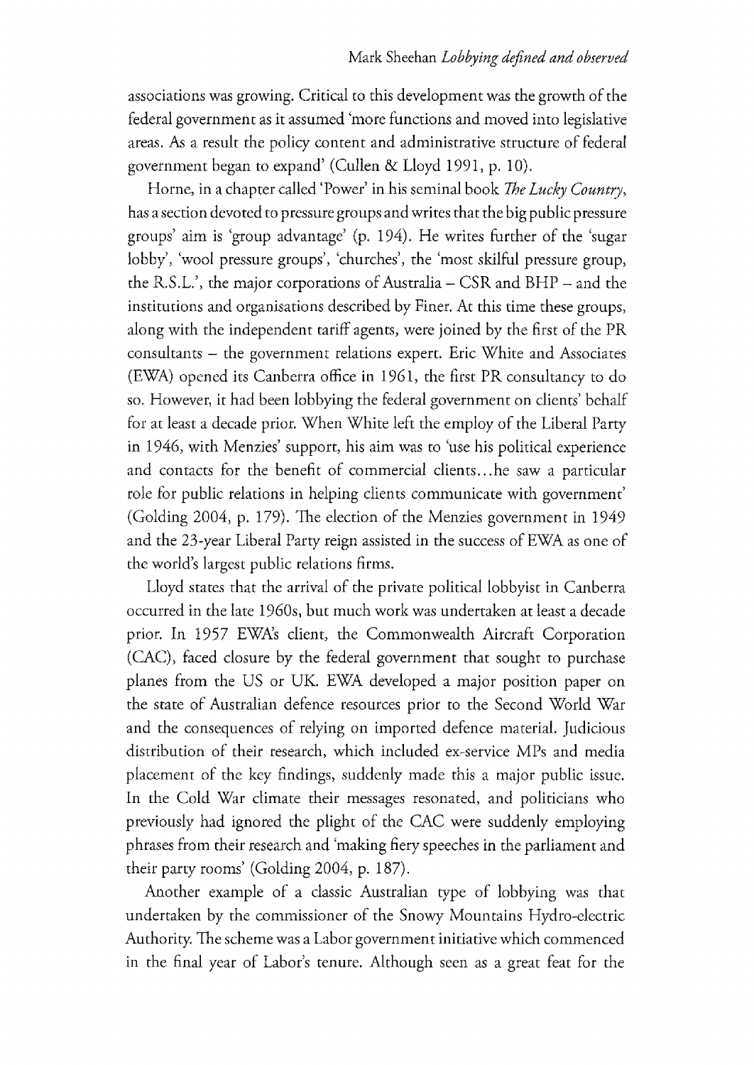associations was growing. Critical to this development was the growth of the federal government as it assumed 'more functions and moved into legislative areas. As a result the policy content and administrative structure of federal government began to expand' (Cullen & Lloyd 1991, p. 10).

Horne, in a chapter called 'Power' in his seminal book *The Lucky Country*, has a section devoted to pressure groups and writes that the big public pressure groups' aim is 'group advantage' (p. 194). He writes further of the 'sugar lobby', 'wool pressure groups', 'churches', the 'most skilful pressure group, the R.S.L.', the major corporations of Australia – CSR and BHP – and the institutions and organisations described by Finer. At this time these groups, along with the independent tariff agents, were joined by the first of the PR consultants – the government relations expert. Eric White and Associates (EWA) opened its Canberra office in 1961, the first PR consultancy to do so. However, it had been lobbying the federal government on clients' behalf for at least a decade prior. When White left the employ of the Liberal Party in 1946, with Menzies' support, his aim was to 'use his political experience and contacts for the benefit of commercial clients…he saw a particular role for public relations in helping clients communicate with government' (Golding 2004, p. 179). The election of the Menzies government in 1949 and the 23-year Liberal Party reign assisted in the success of EWA as one of the world's largest public relations firms.

Lloyd states that the arrival of the private political lobbyist in Canberra occurred in the late 1960s, but much work was undertaken at least a decade prior. In 1957 EWA's client, the Commonwealth Aircraft Corporation (CAC), faced closure by the federal government that sought to purchase planes from the US or UK. EWA developed a major position paper on the state of Australian defence resources prior to the Second World War and the consequences of relying on imported defence material. Judicious distribution of their research, which included ex-service MPs and media placement of the key findings, suddenly made this a major public issue. In the Cold War climate their messages resonated, and politicians who previously had ignored the plight of the CAC were suddenly employing phrases from their research and 'making fiery speeches in the parliament and their party rooms' (Golding 2004, p. 187).

Another example of a classic Australian type of lobbying was that undertaken by the commissioner of the Snowy Mountains Hydro-electric Authority. The scheme was a Labor government initiative which commenced in the final year of Labor's tenure. Although seen as a great feat for the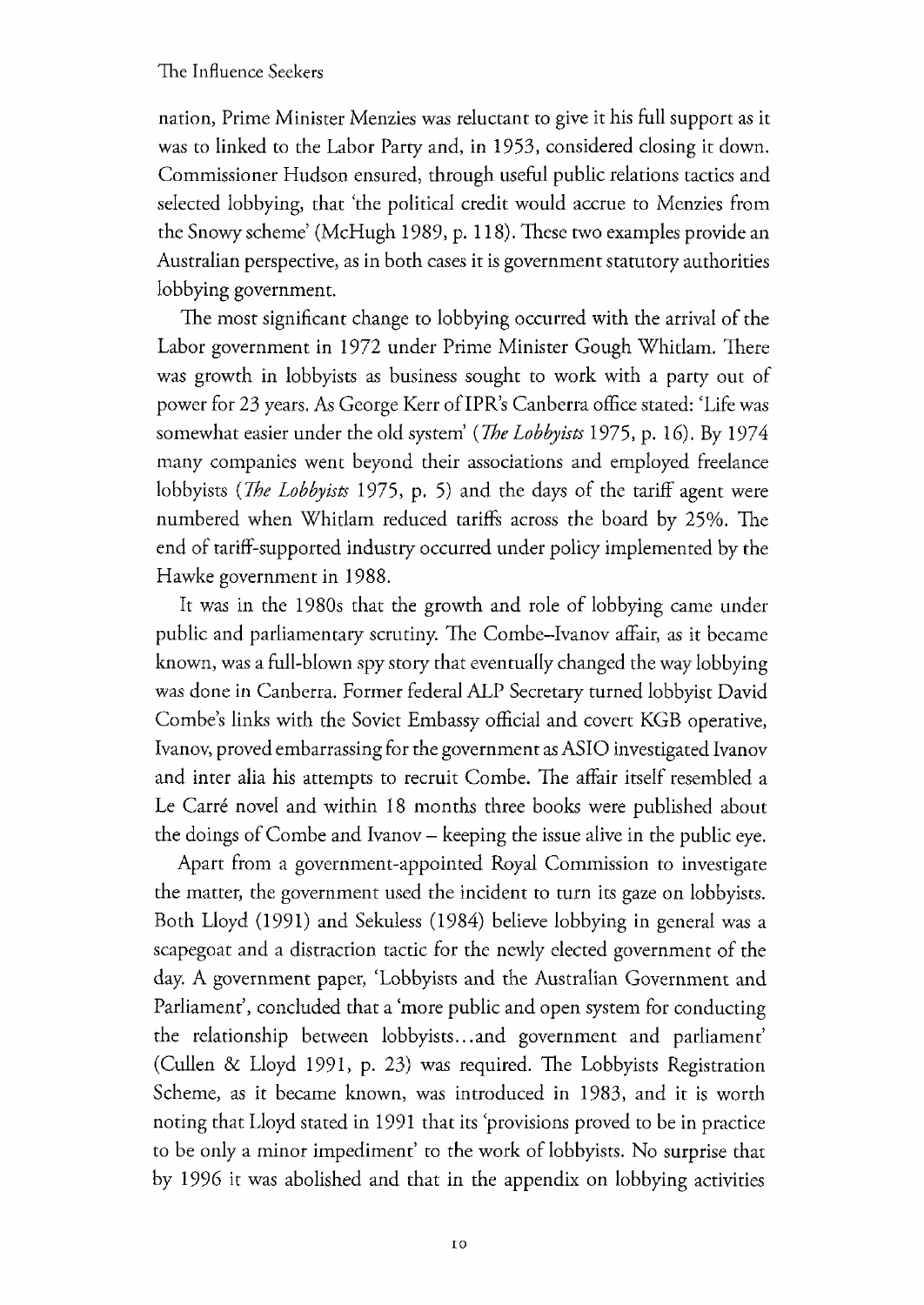nation, Prime Minister Menzies was reluctant to give it his full support as it was to linked to the Labor Party and, in 1953, considered closing it down. Commissioner Hudson ensured, through useful public relations tactics and selected lobbying, that 'the political credit would accrue to Menzies from the Snowy scheme' (McHugh 1989, p. 118). These two examples provide an Australian perspective, as in both cases it is government statutory authorities lobbying government.

The most significant change to lobbying occurred with the arrival of the Labor government in 1972 under Prime Minister Gough Whitlam. There was growth in lobbyists as business sought to work with a party out of power for 23 years. As George Kerr of IPR's Canberra office stated: 'Life was somewhat easier under the old system' (*The Lobbyists* 1975, p. 16). By 1974 many companies went beyond their associations and employed freelance lobbyists (*The Lobbyists* 1975, p. 5) and the days of the tariff agent were numbered when Whitlam reduced tariffs across the board by 25%. The end of tariff-supported industry occurred under policy implemented by the Hawke government in 1988.

It was in the 1980s that the growth and role of lobbying came under public and parliamentary scrutiny. The Combe–Ivanov affair, as it became known, was a full-blown spy story that eventually changed the way lobbying was done in Canberra. Former federal ALP Secretary turned lobbyist David Combe's links with the Soviet Embassy official and covert KGB operative, Ivanov, proved embarrassing for the government as ASIO investigated Ivanov and inter alia his attempts to recruit Combe. The affair itself resembled a Le Carré novel and within 18 months three books were published about the doings of Combe and Ivanov – keeping the issue alive in the public eye.

Apart from a government-appointed Royal Commission to investigate the matter, the government used the incident to turn its gaze on lobbyists. Both Lloyd (1991) and Sekuless (1984) believe lobbying in general was a scapegoat and a distraction tactic for the newly elected government of the day. A government paper, 'Lobbyists and the Australian Government and Parliament', concluded that a 'more public and open system for conducting the relationship between lobbyists...and government and parliament' (Cullen & Lloyd 1991, p. 23) was required. The Lobbyists Registration Scheme, as it became known, was introduced in 1983, and it is worth noting that Lloyd stated in 1991 that its 'provisions proved to be in practice to be only a minor impediment' to the work of lobbyists. No surprise that by 1996 it was abolished and that in the appendix on lobbying activities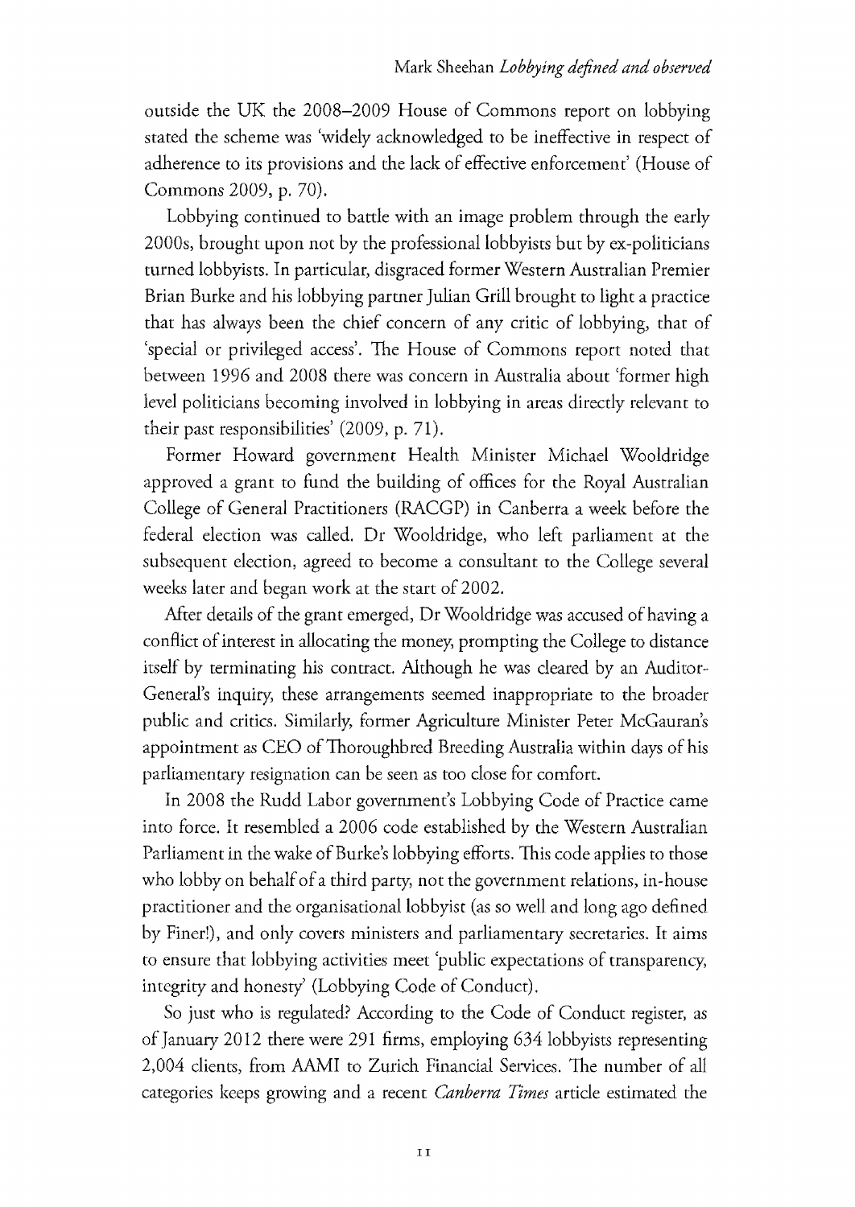outside the UK the 2008–2009 House of Commons report on lobbying stated the scheme was 'widely acknowledged to be ineffective in respect of adherence to its provisions and the lack of effective enforcement' (House of Commons 2009, p. 70).

Lobbying continued to battle with an image problem through the early 2000s, brought upon not by the professional lobbyists but by ex-politicians turned lobbyists. In particular, disgraced former Western Australian Premier Brian Burke and his lobbying partner Julian Grill brought to light a practice that has always been the chief concern of any critic of lobbying, that of 'special or privileged access'. The House of Commons report noted that between 1996 and 2008 there was concern in Australia about 'former high level politicians becoming involved in lobbying in areas directly relevant to their past responsibilities' (2009, p. 71).

Former Howard government Health Minister Michael Wooldridge approved a grant to fund the building of offices for the Royal Australian College of General Practitioners (RACGP) in Canberra a week before the federal election was called. Dr Wooldridge, who left parliament at the subsequent election, agreed to become a consultant to the College several weeks later and began work at the start of 2002.

After details of the grant emerged, Dr Wooldridge was accused of having a conflict of interest in allocating the money, prompting the College to distance itself by terminating his contract. Although he was cleared by an Auditor-General's inquiry, these arrangements seemed inappropriate to the broader public and critics. Similarly, former Agriculture Minister Peter McGauran's appointment as CEO of Thoroughbred Breeding Australia within days of his parliamentary resignation can be seen as too close for comfort.

In 2008 the Rudd Labor government's Lobbying Code of Practice came into force. It resembled a 2006 code established by the Western Australian Parliament in the wake of Burke's lobbying efforts. This code applies to those who lobby on behalf of a third party, not the government relations, in-house practitioner and the organisational lobbyist (as so well and long ago defined by Finer!), and only covers ministers and parliamentary secretaries. It aims to ensure that lobbying activities meet 'public expectations of transparency, integrity and honesty' (Lobbying Code of Conduct).

So just who is regulated? According to the Code of Conduct register, as of January 2012 there were 291 firms, employing 634 lobbyists representing 2,004 clients, from AAMI to Zurich Financial Services. The number of all categories keeps growing and a recent *Canberra Times* article estimated the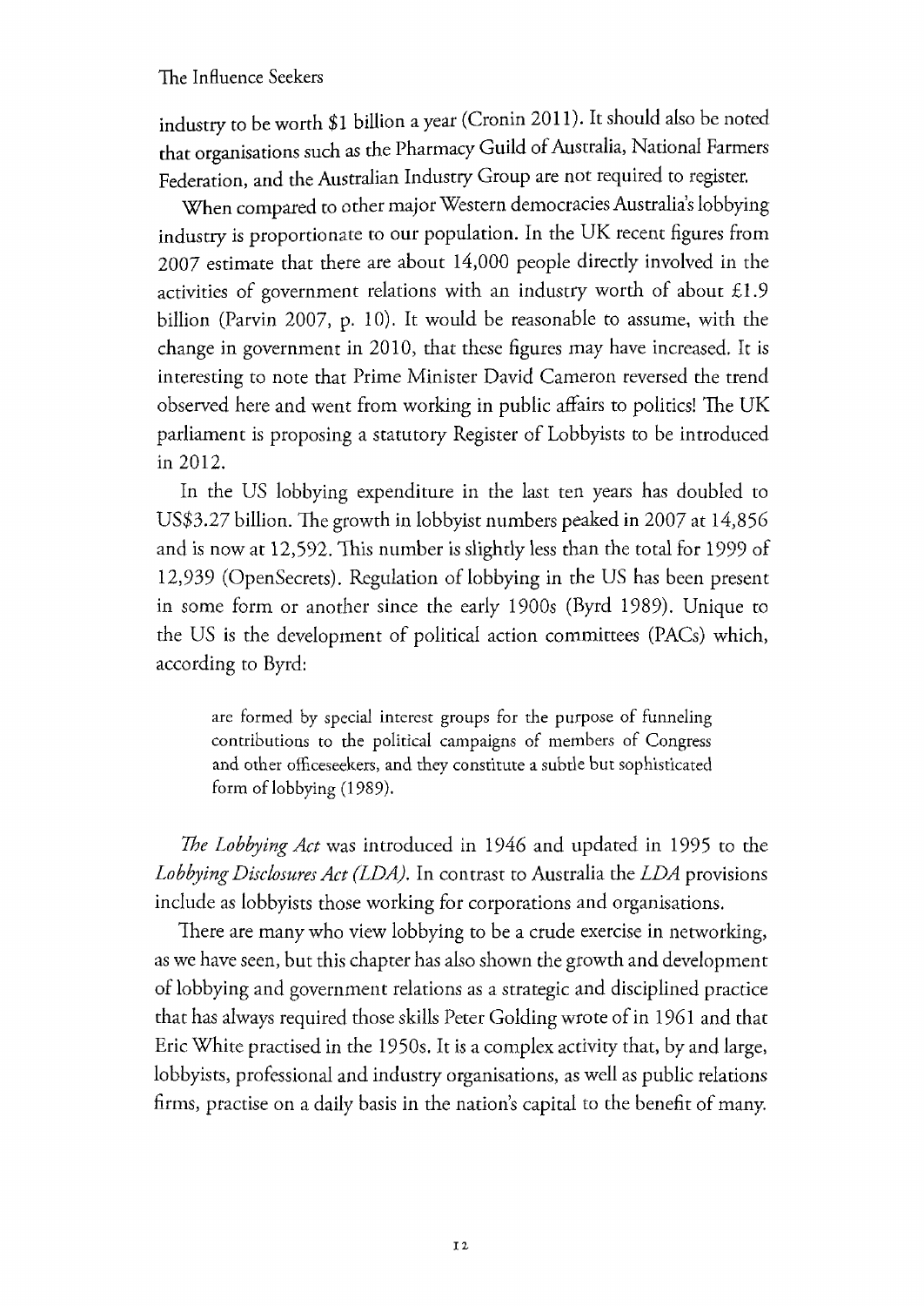industry to be worth $1 billion a year (Cronin 2011). It should also be noted that organisations such as the Pharmacy Guild of Australia, National Farmers Federation, and the Australian Industry Group are not required to register.

When compared to other major Western democracies Australia's lobbying industry is proportionate to our population. In the UK recent figures from 2007 estimate that there are about 14,000 people directly involved in the activities of government relations with an industry worth of about £1.9 billion (Parvin 2007, p. 10). It would be reasonable to assume, with the change in government in 2010, that these figures may have increased. It is interesting to note that Prime Minister David Cameron reversed the trend observed here and went from working in public affairs to politics! The UK parliament is proposing a statutory Register of Lobbyists to be introduced in 2012.

In the US lobbying expenditure in the last ten years has doubled to US$3.27 billion. The growth in lobbyist numbers peaked in 2007 at 14,856 and is now at 12,592. This number is slightly less than the total for 1999 of 12,939 (OpenSecrets). Regulation of lobbying in the US has been present in some form or another since the early 1900s (Byrd 1989). Unique to the US is the development of political action committees (PACs) which, according to Byrd:

> are formed by special interest groups for the purpose of funneling contributions to the political campaigns of members of Congress and other officeseekers, and they constitute a subtle but sophisticated form of lobbying (1989).

*The Lobbying Act* was introduced in 1946 and updated in 1995 to the *Lobbying Disclosures Act (LDA)*. In contrast to Australia the *LDA* provisions include as lobbyists those working for corporations and organisations.

There are many who view lobbying to be a crude exercise in networking, as we have seen, but this chapter has also shown the growth and development of lobbying and government relations as a strategic and disciplined practice that has always required those skills Peter Golding wrote of in 1961 and that Eric White practised in the 1950s. It is a complex activity that, by and large, lobbyists, professional and industry organisations, as well as public relations firms, practise on a daily basis in the nation's capital to the benefit of many.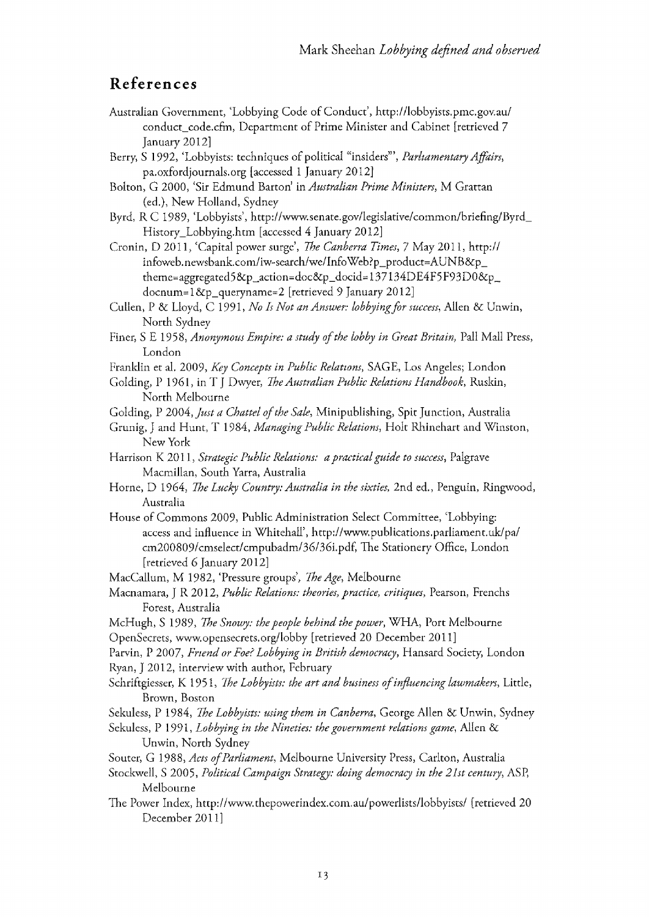## References

Australian Government, 'Lobbying Code of Conduct', http://lobbyists.pmc.gov.au/conduct_code.cfm, Department of Prime Minister and Cabinet [retrieved 7 January 2012]

Berry, S 1992, 'Lobbyists: techniques of political "insiders"', *Parliamentary Affairs*, pa.oxfordjournals.org [accessed 1 January 2012]

Bolton, G 2000, 'Sir Edmund Barton' in *Australian Prime Ministers*, M Grattan (ed.), New Holland, Sydney

Byrd, R C 1989, 'Lobbyists', http://www.senate.gov/legislative/common/briefing/Byrd_History_Lobbying.htm [accessed 4 January 2012]

Cronin, D 2011, 'Capital power surge', *The Canberra Times*, 7 May 2011, http://infoweb.newsbank.com/iw-search/we/InfoWeb?p_product=AUNB&p_theme=aggregated5&p_action=doc&p_docid=137134DE4F5F93D0&p_docnum=1&p_queryname=2 [retrieved 9 January 2012]

Cullen, P & Lloyd, C 1991, *No Is Not an Answer: lobbying for success*, Allen & Unwin, North Sydney

Finer, S E 1958, *Anonymous Empire: a study of the lobby in Great Britain*, Pall Mall Press, London

Franklin et al. 2009, *Key Concepts in Public Relations*, SAGE, Los Angeles; London

Golding, P 1961, in T J Dwyer, *The Australian Public Relations Handbook*, Ruskin, North Melbourne

Golding, P 2004, *Just a Chattel of the Sale*, Minipublishing, Spit Junction, Australia

Grunig, J and Hunt, T 1984, *Managing Public Relations*, Holt Rhinehart and Winston, New York

Harrison K 2011, *Strategic Public Relations: a practical guide to success*, Palgrave Macmillan, South Yarra, Australia

Horne, D 1964, *The Lucky Country: Australia in the sixties*, 2nd ed., Penguin, Ringwood, Australia

House of Commons 2009, Public Administration Select Committee, 'Lobbying: access and influence in Whitehall', http://www.publications.parliament.uk/pa/cm200809/cmselect/cmpubadm/36/36i.pdf, The Stationery Office, London [retrieved 6 January 2012]

MacCallum, M 1982, 'Pressure groups', *The Age*, Melbourne

Macnamara, J R 2012, *Public Relations: theories, practice, critiques*, Pearson, Frenchs Forest, Australia

McHugh, S 1989, *The Snowy: the people behind the power*, WHA, Port Melbourne

OpenSecrets, www.opensecrets.org/lobby [retrieved 20 December 2011]

Parvin, P 2007, *Friend or Foe? Lobbying in British democracy*, Hansard Society, London

Ryan, J 2012, interview with author, February

Schriftgiesser, K 1951, *The Lobbyists: the art and business of influencing lawmakers*, Little, Brown, Boston

Sekuless, P 1984, *The Lobbyists: using them in Canberra*, George Allen & Unwin, Sydney

Sekuless, P 1991, *Lobbying in the Nineties: the government relations game*, Allen & Unwin, North Sydney

Souter, G 1988, *Acts of Parliament*, Melbourne University Press, Carlton, Australia

Stockwell, S 2005, *Political Campaign Strategy: doing democracy in the 21st century*, ASP, Melbourne

The Power Index, http://www.thepowerindex.com.au/powerlists/lobbyists/ [retrieved 20 December 2011]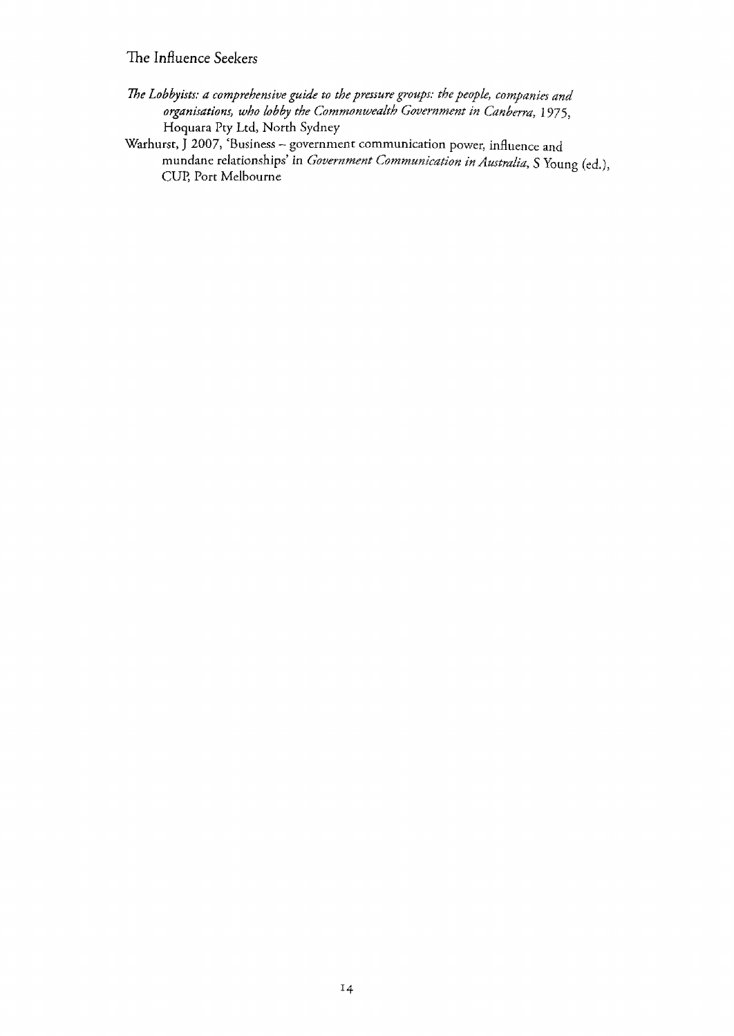*The Lobbyists: a comprehensive guide to the pressure groups: the people, companies and organisations, who lobby the Commonwealth Government in Canberra*, 1975, Hoquara Pty Ltd, North Sydney

Warhurst, J 2007, 'Business – government communication power, influence and mundane relationships' in *Government Communication in Australia*, S Young (ed.), CUP, Port Melbourne